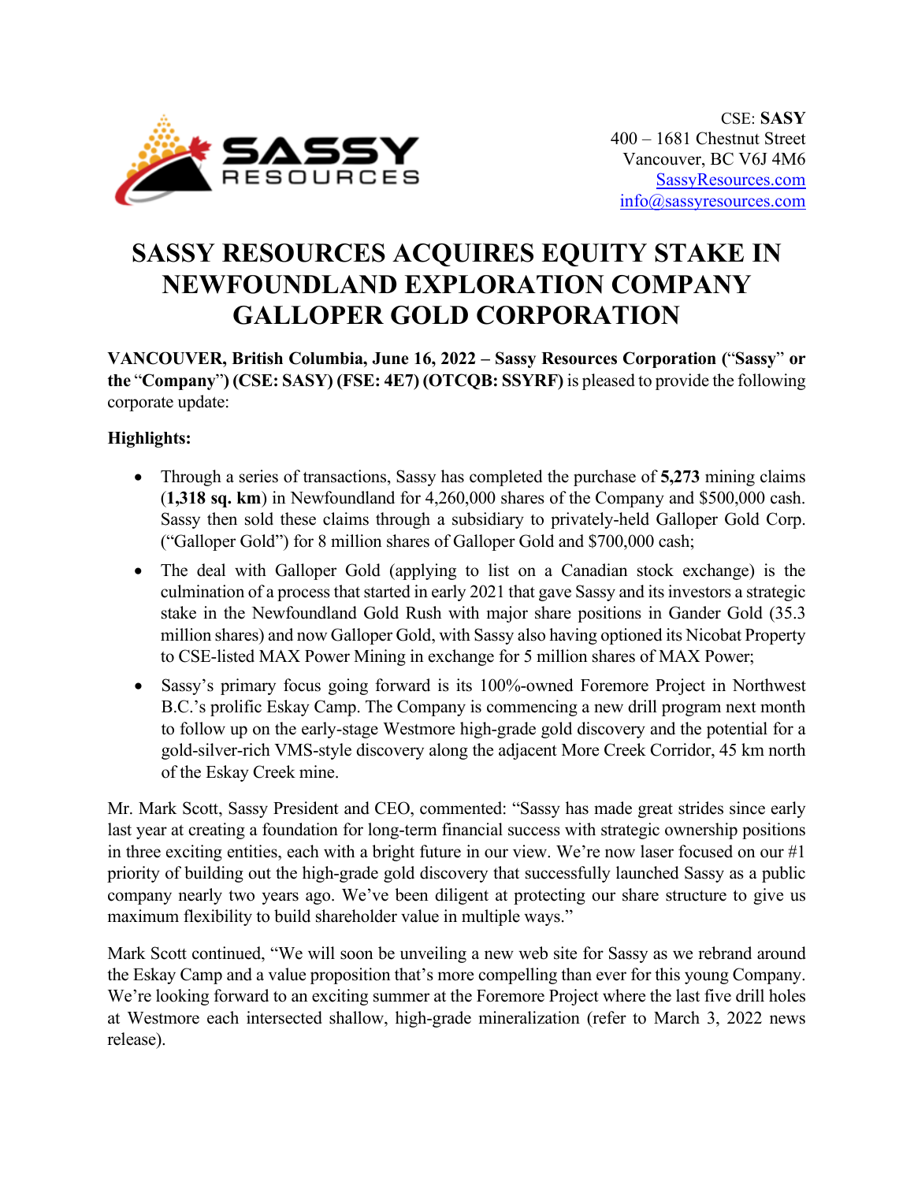CSE: **SASSY**
400 – 1681 Chestnut Street
Vancouver, BC V6J 4M6
SassyResources.com
info@sassyresources.com

# SASSY RESOURCES ACQUIRES EQUITY STAKE IN NEWFOUNDLAND EXPLORATION COMPANY GALLOPER GOLD CORPORATION

**VANCOUVER, British Columbia, June 16, 2022 – Sassy Resources Corporation ("Sassy" or the "Company") (CSE: SASY) (FSE: 4E7) (OTCQB: SSYRF)** is pleased to provide the following corporate update:

**Highlights:**

- Through a series of transactions, Sassy has completed the purchase of **5,273** mining claims (**1,318 sq. km**) in Newfoundland for 4,260,000 shares of the Company and $500,000 cash. Sassy then sold these claims through a subsidiary to privately-held Galloper Gold Corp. ("Galloper Gold") for 8 million shares of Galloper Gold and $700,000 cash;
- The deal with Galloper Gold (applying to list on a Canadian stock exchange) is the culmination of a process that started in early 2021 that gave Sassy and its investors a strategic stake in the Newfoundland Gold Rush with major share positions in Gander Gold (35.3 million shares) and now Galloper Gold, with Sassy also having optioned its Nicobat Property to CSE-listed MAX Power Mining in exchange for 5 million shares of MAX Power;
- Sassy's primary focus going forward is its 100%-owned Foremore Project in Northwest B.C.'s prolific Eskay Camp. The Company is commencing a new drill program next month to follow up on the early-stage Westmore high-grade gold discovery and the potential for a gold-silver-rich VMS-style discovery along the adjacent More Creek Corridor, 45 km north of the Eskay Creek mine.

Mr. Mark Scott, Sassy President and CEO, commented: "Sassy has made great strides since early last year at creating a foundation for long-term financial success with strategic ownership positions in three exciting entities, each with a bright future in our view. We're now laser focused on our #1 priority of building out the high-grade gold discovery that successfully launched Sassy as a public company nearly two years ago. We've been diligent at protecting our share structure to give us maximum flexibility to build shareholder value in multiple ways."

Mark Scott continued, "We will soon be unveiling a new web site for Sassy as we rebrand around the Eskay Camp and a value proposition that's more compelling than ever for this young Company. We're looking forward to an exciting summer at the Foremore Project where the last five drill holes at Westmore each intersected shallow, high-grade mineralization (refer to March 3, 2022 news release).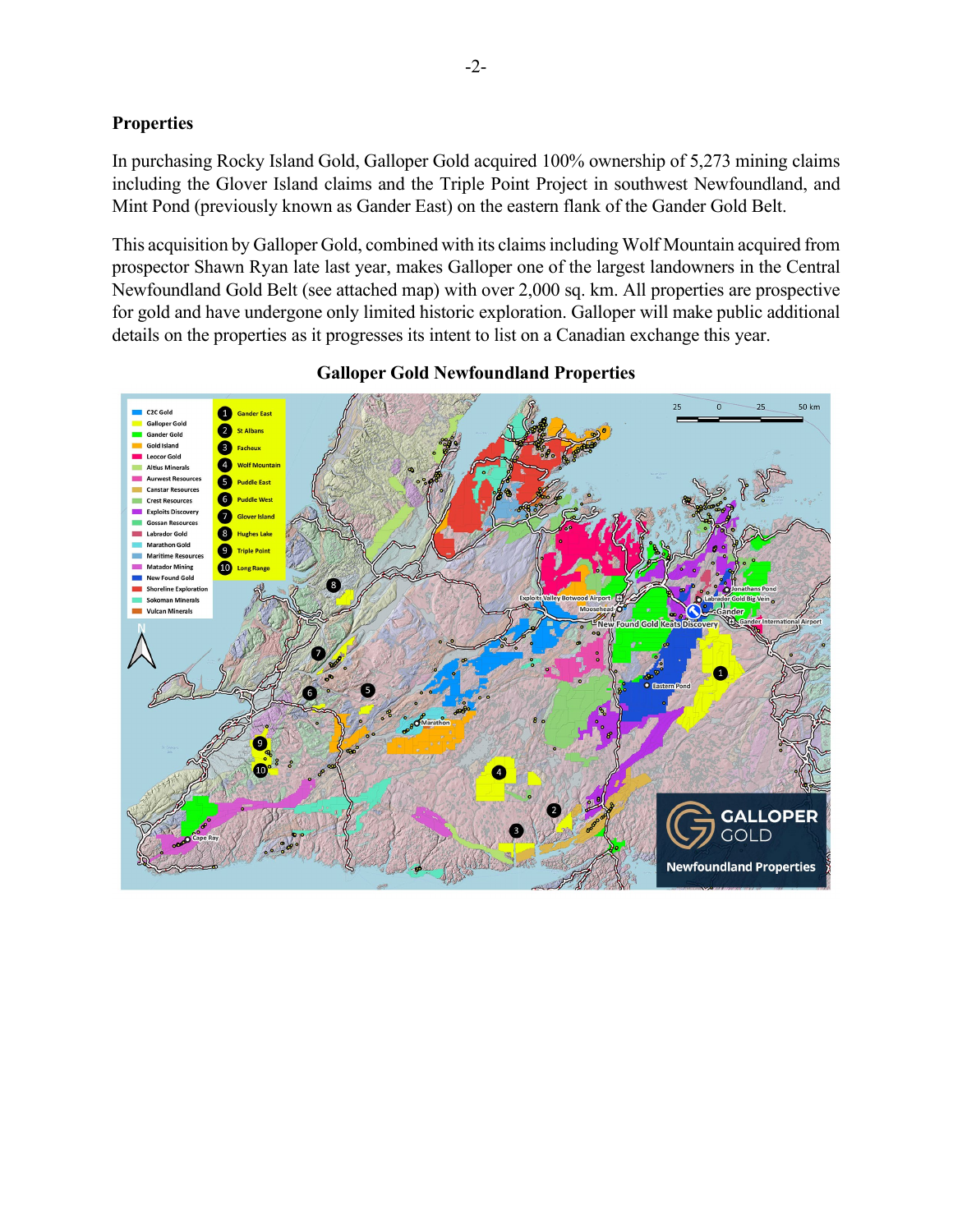## Properties

In purchasing Rocky Island Gold, Galloper Gold acquired 100% ownership of 5,273 mining claims including the Glover Island claims and the Triple Point Project in southwest Newfoundland, and Mint Pond (previously known as Gander East) on the eastern flank of the Gander Gold Belt.

This acquisition by Galloper Gold, combined with its claims including Wolf Mountain acquired from prospector Shawn Ryan late last year, makes Galloper one of the largest landowners in the Central Newfoundland Gold Belt (see attached map) with over 2,000 sq. km. All properties are prospective for gold and have undergone only limited historic exploration. Galloper will make public additional details on the properties as it progresses its intent to list on a Canadian exchange this year.

**Galloper Gold Newfoundland Properties**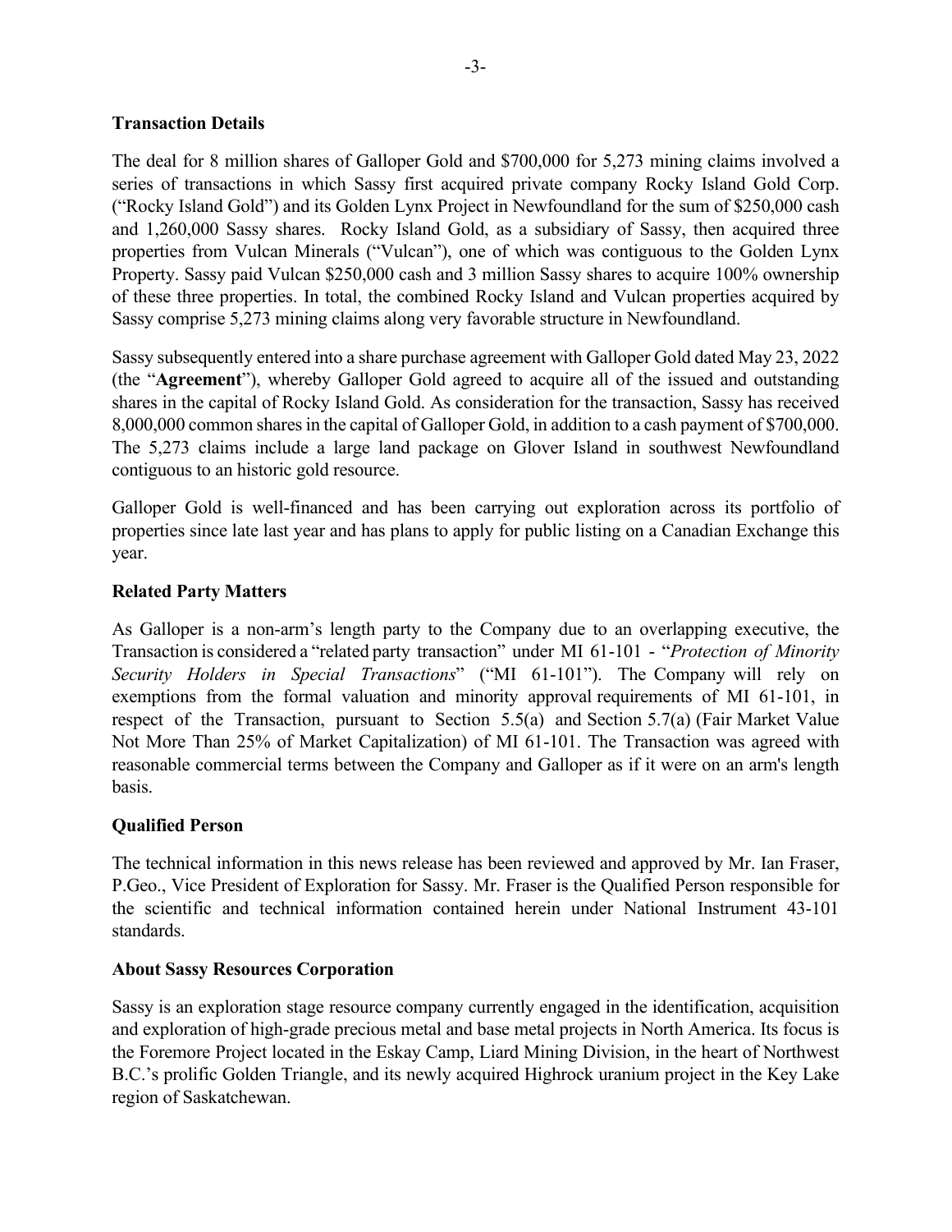**Transaction Details**

The deal for 8 million shares of Galloper Gold and $700,000 for 5,273 mining claims involved a series of transactions in which Sassy first acquired private company Rocky Island Gold Corp. ("Rocky Island Gold") and its Golden Lynx Project in Newfoundland for the sum of $250,000 cash and 1,260,000 Sassy shares. Rocky Island Gold, as a subsidiary of Sassy, then acquired three properties from Vulcan Minerals ("Vulcan"), one of which was contiguous to the Golden Lynx Property. Sassy paid Vulcan $250,000 cash and 3 million Sassy shares to acquire 100% ownership of these three properties. In total, the combined Rocky Island and Vulcan properties acquired by Sassy comprise 5,273 mining claims along very favorable structure in Newfoundland.

Sassy subsequently entered into a share purchase agreement with Galloper Gold dated May 23, 2022 (the "**Agreement**"), whereby Galloper Gold agreed to acquire all of the issued and outstanding shares in the capital of Rocky Island Gold. As consideration for the transaction, Sassy has received 8,000,000 common shares in the capital of Galloper Gold, in addition to a cash payment of $700,000. The 5,273 claims include a large land package on Glover Island in southwest Newfoundland contiguous to an historic gold resource.

Galloper Gold is well-financed and has been carrying out exploration across its portfolio of properties since late last year and has plans to apply for public listing on a Canadian Exchange this year.

**Related Party Matters**

As Galloper is a non-arm's length party to the Company due to an overlapping executive, the Transaction is considered a "related party transaction" under MI 61-101 - "*Protection of Minority Security Holders in Special Transactions*" ("MI 61-101"). The Company will rely on exemptions from the formal valuation and minority approval requirements of MI 61-101, in respect of the Transaction, pursuant to Section 5.5(a) and Section 5.7(a) (Fair Market Value Not More Than 25% of Market Capitalization) of MI 61-101. The Transaction was agreed with reasonable commercial terms between the Company and Galloper as if it were on an arm's length basis.

**Qualified Person**

The technical information in this news release has been reviewed and approved by Mr. Ian Fraser, P.Geo., Vice President of Exploration for Sassy. Mr. Fraser is the Qualified Person responsible for the scientific and technical information contained herein under National Instrument 43-101 standards.

**About Sassy Resources Corporation**

Sassy is an exploration stage resource company currently engaged in the identification, acquisition and exploration of high-grade precious metal and base metal projects in North America. Its focus is the Foremore Project located in the Eskay Camp, Liard Mining Division, in the heart of Northwest B.C.'s prolific Golden Triangle, and its newly acquired Highrock uranium project in the Key Lake region of Saskatchewan.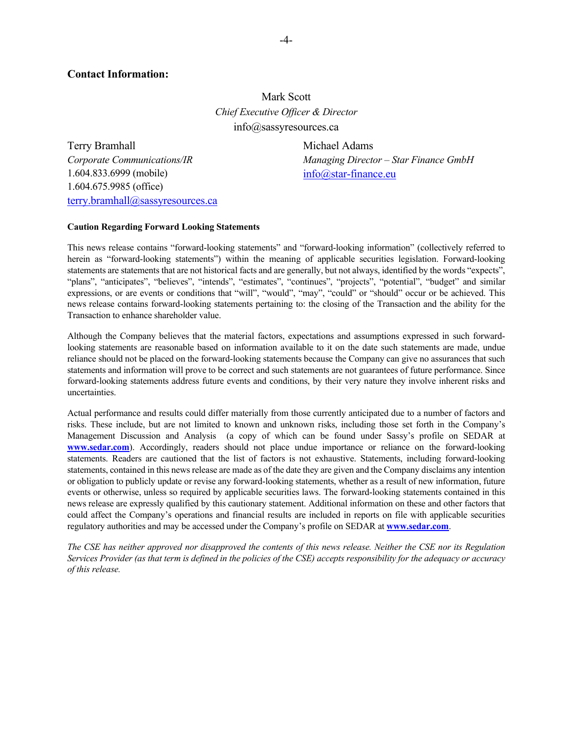**Contact Information:**

Mark Scott
*Chief Executive Officer & Director*
info@sassyresources.ca

Terry Bramhall
*Corporate Communications/IR*
1.604.833.6999 (mobile)
1.604.675.9985 (office)
terry.bramhall@sassyresources.ca

Michael Adams
*Managing Director – Star Finance GmbH*
info@star-finance.eu

**Caution Regarding Forward Looking Statements**

This news release contains "forward-looking statements" and "forward-looking information" (collectively referred to herein as "forward-looking statements") within the meaning of applicable securities legislation. Forward-looking statements are statements that are not historical facts and are generally, but not always, identified by the words "expects", "plans", "anticipates", "believes", "intends", "estimates", "continues", "projects", "potential", "budget" and similar expressions, or are events or conditions that "will", "would", "may", "could" or "should" occur or be achieved. This news release contains forward-looking statements pertaining to: the closing of the Transaction and the ability for the Transaction to enhance shareholder value.

Although the Company believes that the material factors, expectations and assumptions expressed in such forward-looking statements are reasonable based on information available to it on the date such statements are made, undue reliance should not be placed on the forward-looking statements because the Company can give no assurances that such statements and information will prove to be correct and such statements are not guarantees of future performance. Since forward-looking statements address future events and conditions, by their very nature they involve inherent risks and uncertainties.

Actual performance and results could differ materially from those currently anticipated due to a number of factors and risks. These include, but are not limited to known and unknown risks, including those set forth in the Company's Management Discussion and Analysis (a copy of which can be found under Sassy's profile on SEDAR at **www.sedar.com**). Accordingly, readers should not place undue importance or reliance on the forward-looking statements. Readers are cautioned that the list of factors is not exhaustive. Statements, including forward-looking statements, contained in this news release are made as of the date they are given and the Company disclaims any intention or obligation to publicly update or revise any forward-looking statements, whether as a result of new information, future events or otherwise, unless so required by applicable securities laws. The forward-looking statements contained in this news release are expressly qualified by this cautionary statement. Additional information on these and other factors that could affect the Company's operations and financial results are included in reports on file with applicable securities regulatory authorities and may be accessed under the Company's profile on SEDAR at **www.sedar.com**.

*The CSE has neither approved nor disapproved the contents of this news release. Neither the CSE nor its Regulation Services Provider (as that term is defined in the policies of the CSE) accepts responsibility for the adequacy or accuracy of this release.*